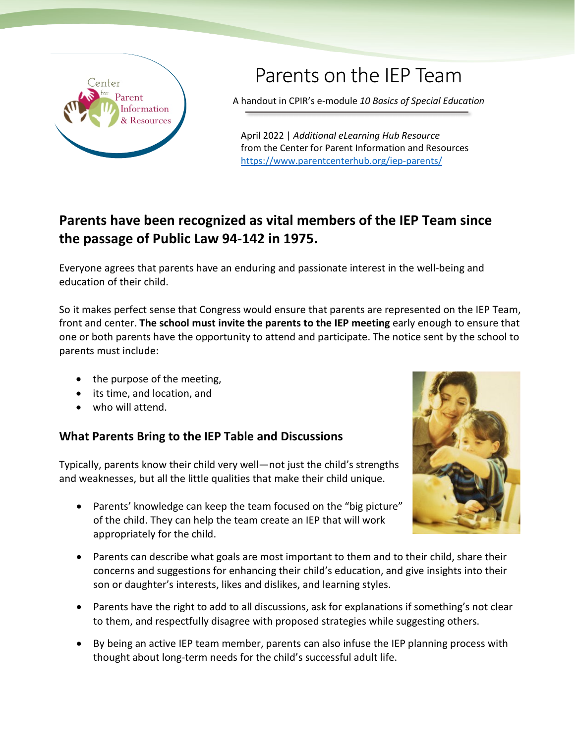# Parents on the IEP Team

A handout in CPIR's e-module *10 Basics of Special Education*

April 2022 | *Additional eLearning Hub Resource*
from the Center for Parent Information and Resources
https://www.parentcenterhub.org/iep-parents/

## Parents have been recognized as vital members of the IEP Team since the passage of Public Law 94-142 in 1975.

Everyone agrees that parents have an enduring and passionate interest in the well-being and education of their child.

So it makes perfect sense that Congress would ensure that parents are represented on the IEP Team, front and center. **The school must invite the parents to the IEP meeting** early enough to ensure that one or both parents have the opportunity to attend and participate. The notice sent by the school to parents must include:

- the purpose of the meeting,
- its time, and location, and
- who will attend.

### What Parents Bring to the IEP Table and Discussions

Typically, parents know their child very well—not just the child's strengths and weaknesses, but all the little qualities that make their child unique.

- Parents' knowledge can keep the team focused on the "big picture" of the child. They can help the team create an IEP that will work appropriately for the child.
- Parents can describe what goals are most important to them and to their child, share their concerns and suggestions for enhancing their child's education, and give insights into their son or daughter's interests, likes and dislikes, and learning styles.
- Parents have the right to add to all discussions, ask for explanations if something's not clear to them, and respectfully disagree with proposed strategies while suggesting others.
- By being an active IEP team member, parents can also infuse the IEP planning process with thought about long-term needs for the child's successful adult life.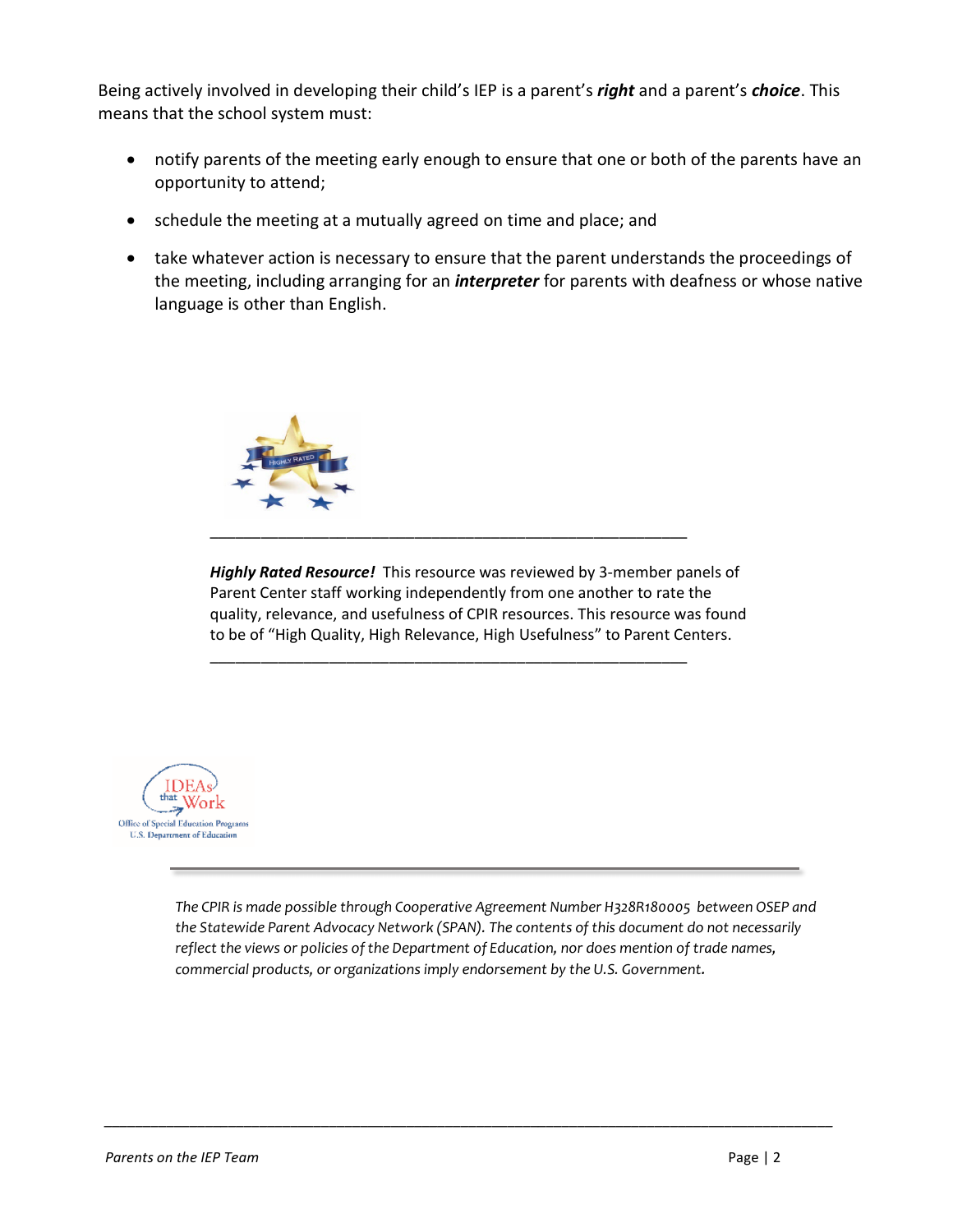Being actively involved in developing their child's IEP is a parent's ***right*** and a parent's ***choice***. This means that the school system must:

- notify parents of the meeting early enough to ensure that one or both of the parents have an opportunity to attend;
- schedule the meeting at a mutually agreed on time and place; and
- take whatever action is necessary to ensure that the parent understands the proceedings of the meeting, including arranging for an ***interpreter*** for parents with deafness or whose native language is other than English.

---

***Highly Rated Resource!*** This resource was reviewed by 3-member panels of Parent Center staff working independently from one another to rate the quality, relevance, and usefulness of CPIR resources. This resource was found to be of "High Quality, High Relevance, High Usefulness" to Parent Centers.

---

---

*The CPIR is made possible through Cooperative Agreement Number H328R180005 between OSEP and the Statewide Parent Advocacy Network (SPAN). The contents of this document do not necessarily reflect the views or policies of the Department of Education, nor does mention of trade names, commercial products, or organizations imply endorsement by the U.S. Government.*